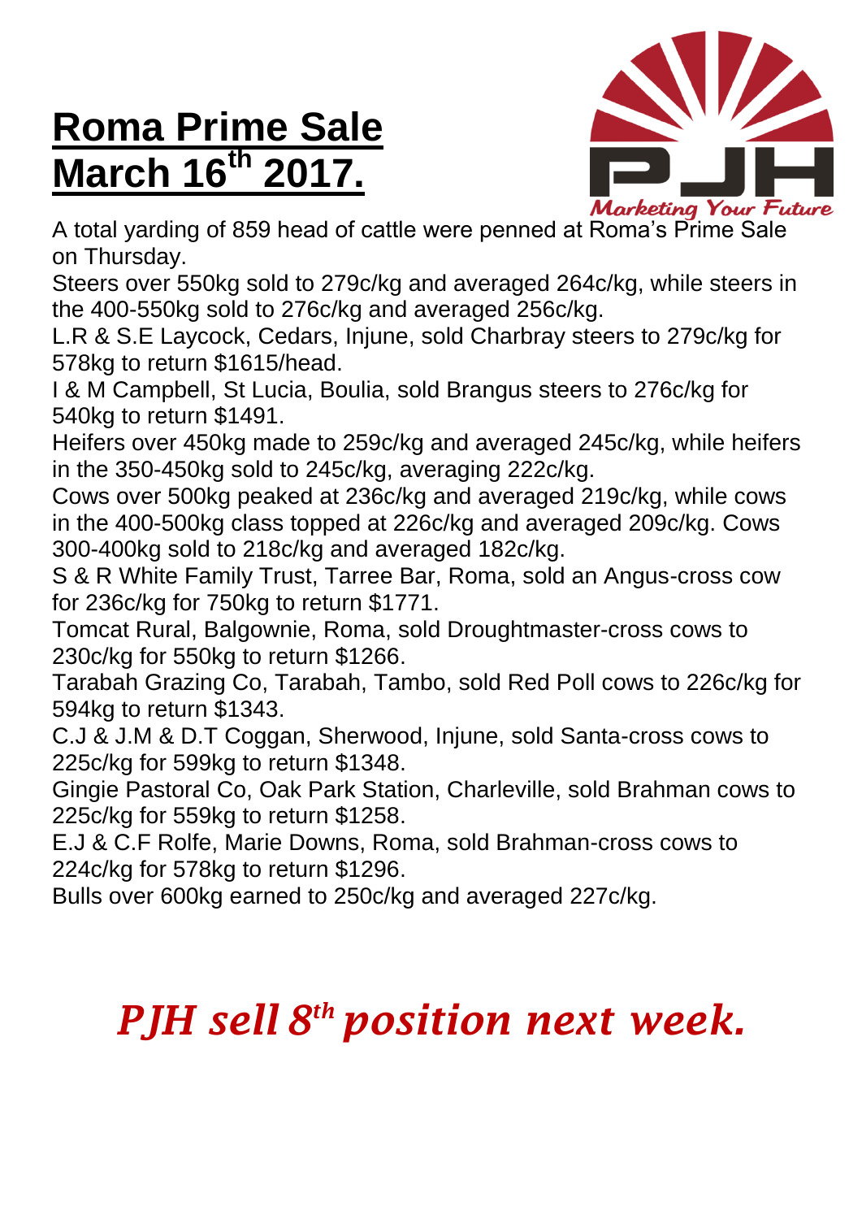# Roma Prime Sale March 16th 2017.

Marketing Your Future

A total yarding of 859 head of cattle were penned at Roma's Prime Sale on Thursday.

Steers over 550kg sold to 279c/kg and averaged 264c/kg, while steers in the 400-550kg sold to 276c/kg and averaged 256c/kg.

L.R & S.E Laycock, Cedars, Injune, sold Charbray steers to 279c/kg for 578kg to return $1615/head.

I & M Campbell, St Lucia, Boulia, sold Brangus steers to 276c/kg for 540kg to return $1491.

Heifers over 450kg made to 259c/kg and averaged 245c/kg, while heifers in the 350-450kg sold to 245c/kg, averaging 222c/kg.

Cows over 500kg peaked at 236c/kg and averaged 219c/kg, while cows in the 400-500kg class topped at 226c/kg and averaged 209c/kg. Cows 300-400kg sold to 218c/kg and averaged 182c/kg.

S & R White Family Trust, Tarree Bar, Roma, sold an Angus-cross cow for 236c/kg for 750kg to return $1771.

Tomcat Rural, Balgownie, Roma, sold Droughtmaster-cross cows to 230c/kg for 550kg to return $1266.

Tarabah Grazing Co, Tarabah, Tambo, sold Red Poll cows to 226c/kg for 594kg to return $1343.

C.J & J.M & D.T Coggan, Sherwood, Injune, sold Santa-cross cows to 225c/kg for 599kg to return $1348.

Gingie Pastoral Co, Oak Park Station, Charleville, sold Brahman cows to 225c/kg for 559kg to return $1258.

E.J & C.F Rolfe, Marie Downs, Roma, sold Brahman-cross cows to 224c/kg for 578kg to return $1296.

Bulls over 600kg earned to 250c/kg and averaged 227c/kg.

*PJH sell 8th position next week.*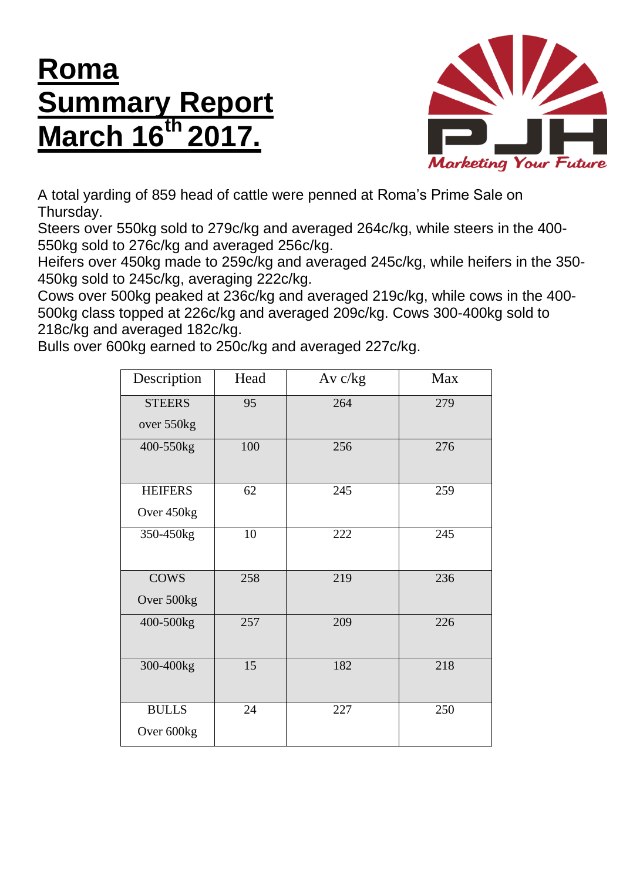# Roma Summary Report March 16th 2017.

PJH

*Marketing Your Future*

A total yarding of 859 head of cattle were penned at Roma's Prime Sale on Thursday.

Steers over 550kg sold to 279c/kg and averaged 264c/kg, while steers in the 400-550kg sold to 276c/kg and averaged 256c/kg.

Heifers over 450kg made to 259c/kg and averaged 245c/kg, while heifers in the 350-450kg sold to 245c/kg, averaging 222c/kg.

Cows over 500kg peaked at 236c/kg and averaged 219c/kg, while cows in the 400-500kg class topped at 226c/kg and averaged 209c/kg. Cows 300-400kg sold to 218c/kg and averaged 182c/kg.

Bulls over 600kg earned to 250c/kg and averaged 227c/kg.

| Description | Head | Av c/kg | Max |
|---|---|---|---|
| STEERS over 550kg | 95 | 264 | 279 |
| 400-550kg | 100 | 256 | 276 |
| HEIFERS Over 450kg | 62 | 245 | 259 |
| 350-450kg | 10 | 222 | 245 |
| COWS Over 500kg | 258 | 219 | 236 |
| 400-500kg | 257 | 209 | 226 |
| 300-400kg | 15 | 182 | 218 |
| BULLS Over 600kg | 24 | 227 | 250 |